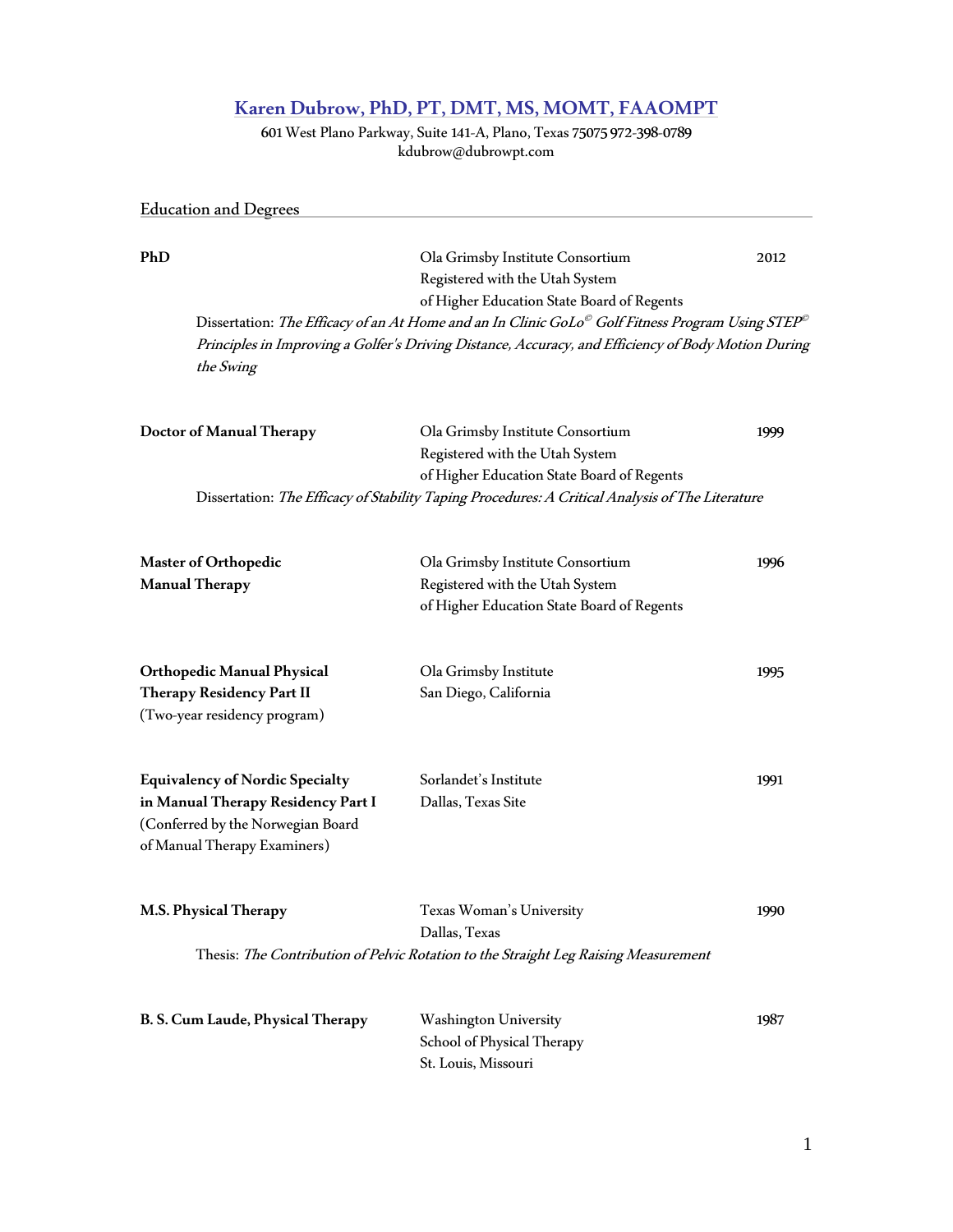# Karen Dubrow, PhD, PT, DMT, MS, MOMT, FAAOMPT

601 West Plano Parkway, Suite 141-A, Plano, Texas 75075 972-398-0789
kdubrow@dubrowpt.com

## Education and Degrees

**PhD** — Ola Grimsby Institute Consortium, Registered with the Utah System of Higher Education State Board of Regents — 2012

Dissertation: *The Efficacy of an At Home and an In Clinic GoLo© Golf Fitness Program Using STEP© Principles in Improving a Golfer's Driving Distance, Accuracy, and Efficiency of Body Motion During the Swing*

**Doctor of Manual Therapy** — Ola Grimsby Institute Consortium, Registered with the Utah System of Higher Education State Board of Regents — 1999

Dissertation: *The Efficacy of Stability Taping Procedures: A Critical Analysis of The Literature*

**Master of Orthopedic Manual Therapy** — Ola Grimsby Institute Consortium, Registered with the Utah System of Higher Education State Board of Regents — 1996

**Orthopedic Manual Physical Therapy Residency Part II** (Two-year residency program) — Ola Grimsby Institute, San Diego, California — 1995

**Equivalency of Nordic Specialty in Manual Therapy Residency Part I** (Conferred by the Norwegian Board of Manual Therapy Examiners) — Sorlandet's Institute, Dallas, Texas Site — 1991

**M.S. Physical Therapy** — Texas Woman's University, Dallas, Texas — 1990

Thesis: *The Contribution of Pelvic Rotation to the Straight Leg Raising Measurement*

**B. S. Cum Laude, Physical Therapy** — Washington University, School of Physical Therapy, St. Louis, Missouri — 1987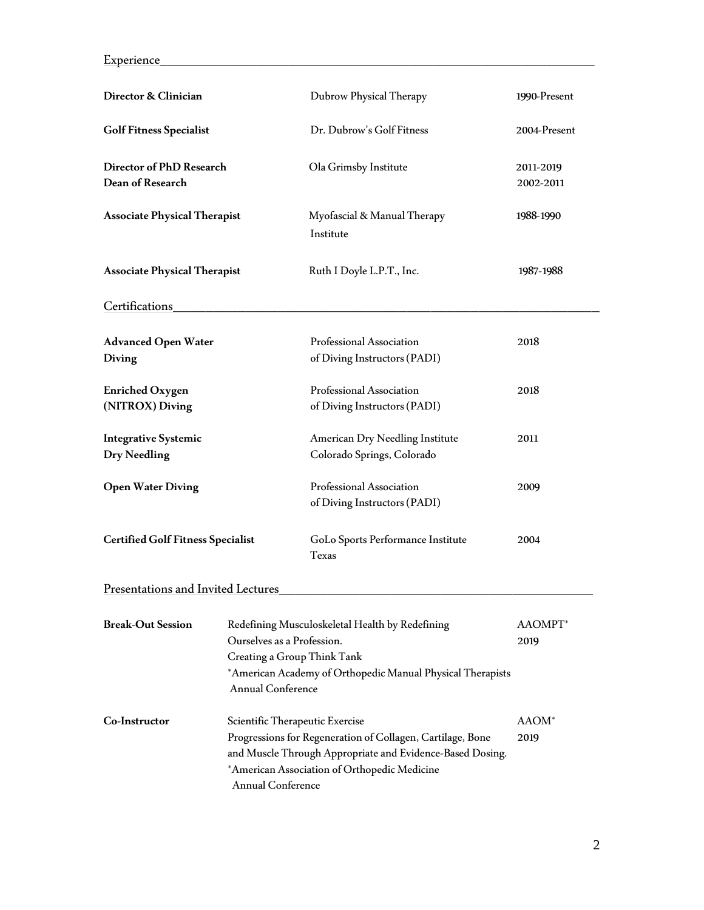## Experience

| | | |
|---|---|---|
| **Director & Clinician** | Dubrow Physical Therapy | 1990-Present |
| **Golf Fitness Specialist** | Dr. Dubrow's Golf Fitness | 2004-Present |
| **Director of PhD Research**<br>**Dean of Research** | Ola Grimsby Institute | 2011-2019<br>2002-2011 |
| **Associate Physical Therapist** | Myofascial & Manual Therapy Institute | 1988-1990 |
| **Associate Physical Therapist** | Ruth I Doyle L.P.T., Inc. | 1987-1988 |

## Certifications

| | | |
|---|---|---|
| **Advanced Open Water Diving** | Professional Association of Diving Instructors (PADI) | 2018 |
| **Enriched Oxygen (NITROX) Diving** | Professional Association of Diving Instructors (PADI) | 2018 |
| **Integrative Systemic Dry Needling** | American Dry Needling Institute<br>Colorado Springs, Colorado | 2011 |
| **Open Water Diving** | Professional Association of Diving Instructors (PADI) | 2009 |
| **Certified Golf Fitness Specialist** | GoLo Sports Performance Institute<br>Texas | 2004 |

## Presentations and Invited Lectures

| | | |
|---|---|---|
| **Break-Out Session** | Redefining Musculoskeletal Health by Redefining Ourselves as a Profession.<br>Creating a Group Think Tank<br>*American Academy of Orthopedic Manual Physical Therapists Annual Conference | AAOMPT*<br>2019 |
| **Co-Instructor** | Scientific Therapeutic Exercise<br>Progressions for Regeneration of Collagen, Cartilage, Bone and Muscle Through Appropriate and Evidence-Based Dosing.<br>*American Association of Orthopedic Medicine Annual Conference | AAOM*<br>2019 |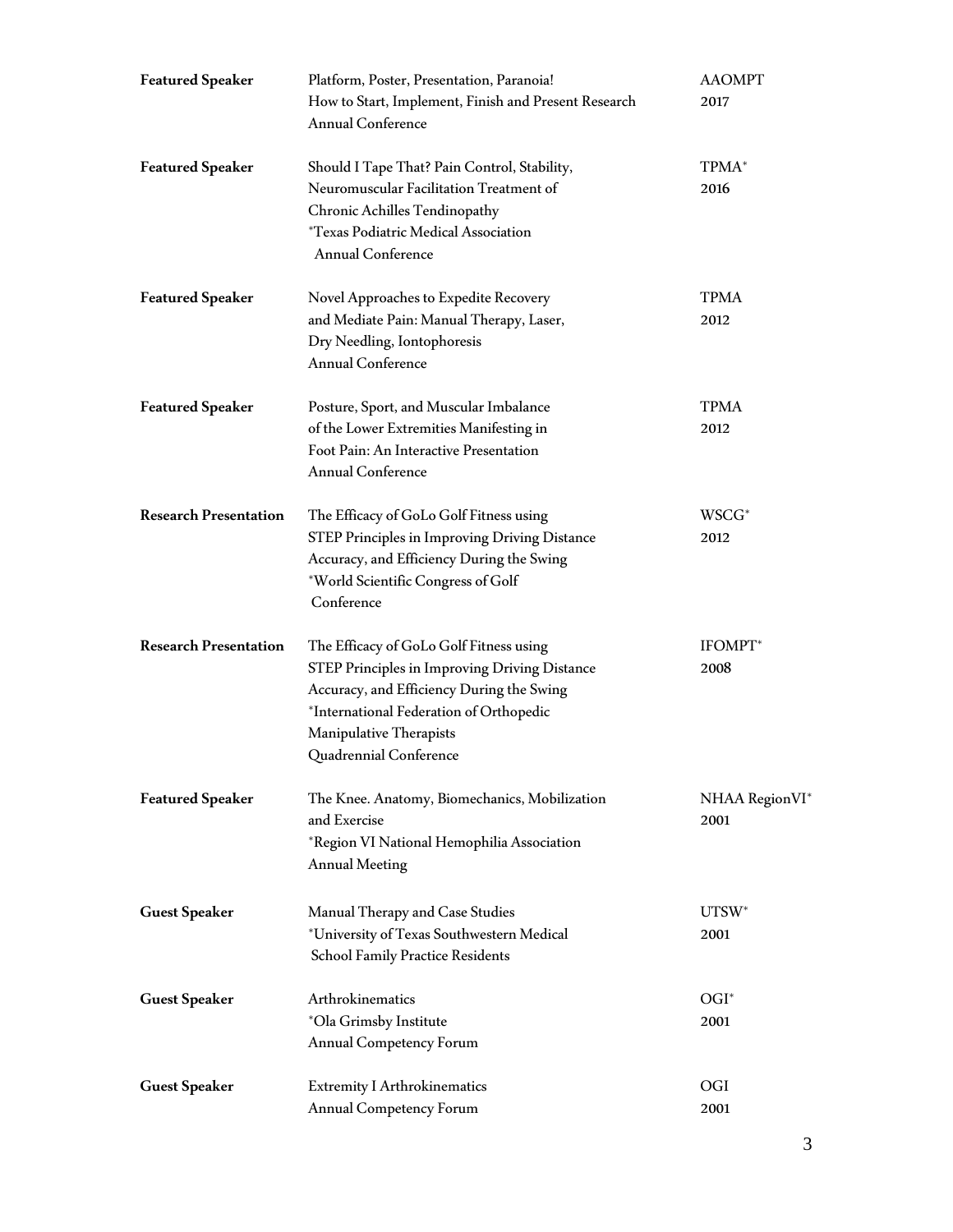| | | |
|---|---|---|
| **Featured Speaker** | Platform, Poster, Presentation, Paranoia!<br>How to Start, Implement, Finish and Present Research<br>Annual Conference | AAOMPT<br>2017 |
| **Featured Speaker** | Should I Tape That? Pain Control, Stability, Neuromuscular Facilitation Treatment of Chronic Achilles Tendinopathy<br>*Texas Podiatric Medical Association<br>Annual Conference | TPMA*<br>2016 |
| **Featured Speaker** | Novel Approaches to Expedite Recovery and Mediate Pain: Manual Therapy, Laser, Dry Needling, Iontophoresis<br>Annual Conference | TPMA<br>2012 |
| **Featured Speaker** | Posture, Sport, and Muscular Imbalance of the Lower Extremities Manifesting in Foot Pain: An Interactive Presentation<br>Annual Conference | TPMA<br>2012 |
| **Research Presentation** | The Efficacy of GoLo Golf Fitness using STEP Principles in Improving Driving Distance Accuracy, and Efficiency During the Swing<br>*World Scientific Congress of Golf<br>Conference | WSCG*<br>2012 |
| **Research Presentation** | The Efficacy of GoLo Golf Fitness using STEP Principles in Improving Driving Distance Accuracy, and Efficiency During the Swing<br>*International Federation of Orthopedic Manipulative Therapists<br>Quadrennial Conference | IFOMPT*<br>2008 |
| **Featured Speaker** | The Knee. Anatomy, Biomechanics, Mobilization and Exercise<br>*Region VI National Hemophilia Association<br>Annual Meeting | NHAA RegionVI*<br>2001 |
| **Guest Speaker** | Manual Therapy and Case Studies<br>*University of Texas Southwestern Medical School Family Practice Residents | UTSW*<br>2001 |
| **Guest Speaker** | Arthrokinematics<br>*Ola Grimsby Institute<br>Annual Competency Forum | OGI*<br>2001 |
| **Guest Speaker** | Extremity I Arthrokinematics<br>Annual Competency Forum | OGI<br>2001 |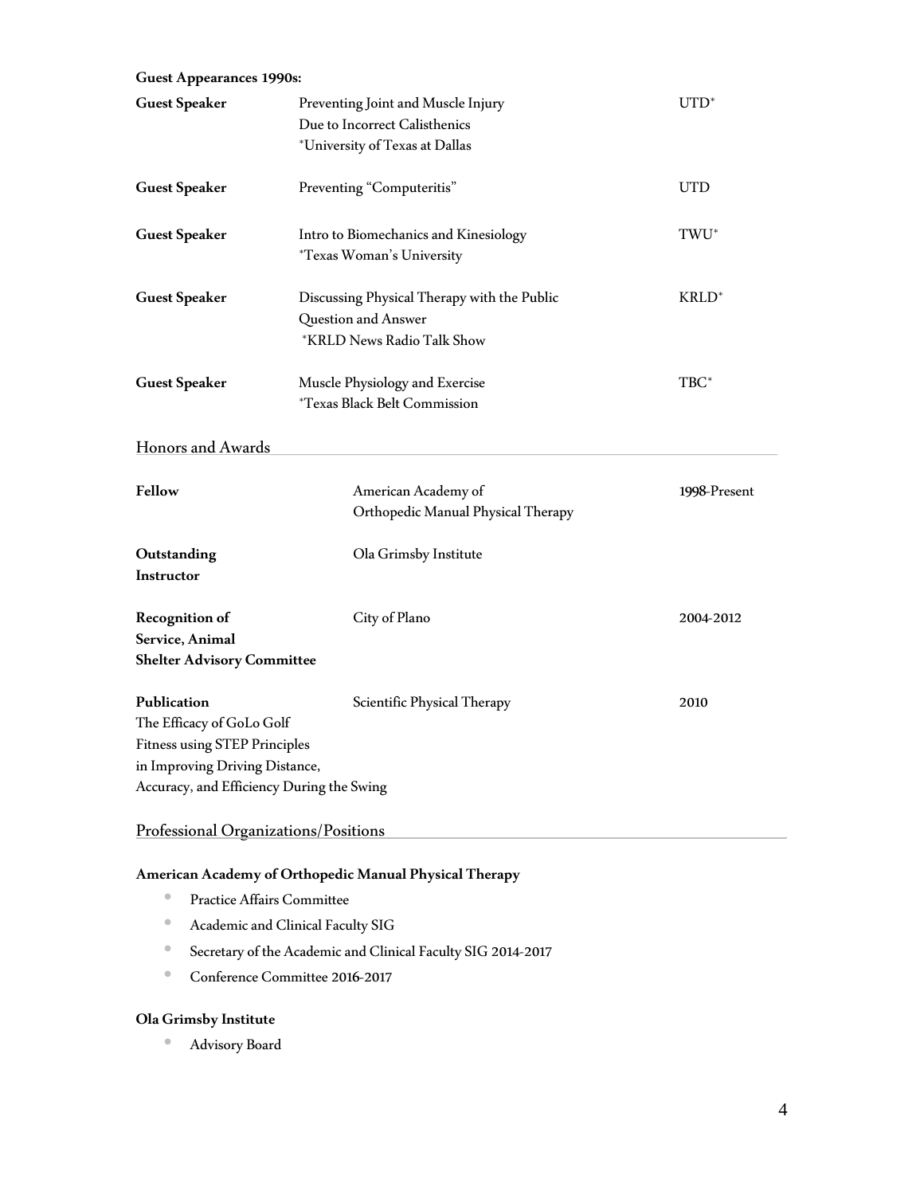**Guest Appearances 1990s:**

| | | |
|---|---|---|
| **Guest Speaker** | Preventing Joint and Muscle Injury Due to Incorrect Calisthenics *University of Texas at Dallas | UTD* |
| **Guest Speaker** | Preventing "Computeritis" | UTD |
| **Guest Speaker** | Intro to Biomechanics and Kinesiology *Texas Woman's University | TWU* |
| **Guest Speaker** | Discussing Physical Therapy with the Public Question and Answer *KRLD News Radio Talk Show | KRLD* |
| **Guest Speaker** | Muscle Physiology and Exercise *Texas Black Belt Commission | TBC* |

## Honors and Awards

| | | |
|---|---|---|
| **Fellow** | American Academy of Orthopedic Manual Physical Therapy | 1998-Present |
| **Outstanding Instructor** | Ola Grimsby Institute | |
| **Recognition of Service, Animal Shelter Advisory Committee** | City of Plano | 2004-2012 |
| **Publication** The Efficacy of GoLo Golf Fitness using STEP Principles in Improving Driving Distance, Accuracy, and Efficiency During the Swing | Scientific Physical Therapy | 2010 |

## Professional Organizations/Positions

**American Academy of Orthopedic Manual Physical Therapy**

- Practice Affairs Committee
- Academic and Clinical Faculty SIG
- Secretary of the Academic and Clinical Faculty SIG 2014-2017
- Conference Committee 2016-2017

**Ola Grimsby Institute**

- Advisory Board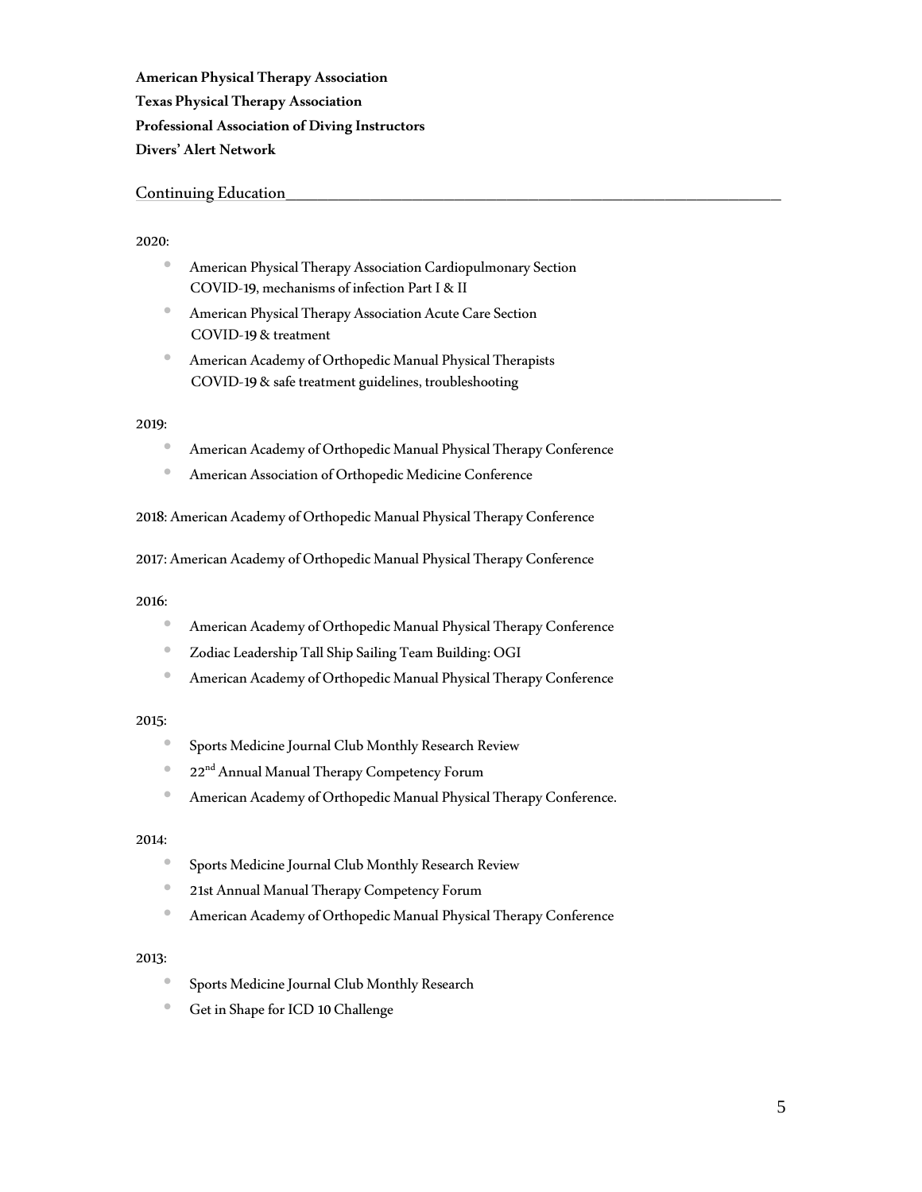**American Physical Therapy Association**

**Texas Physical Therapy Association**

**Professional Association of Diving Instructors**

**Divers' Alert Network**

## Continuing Education

2020:

- American Physical Therapy Association Cardiopulmonary Section
  COVID-19, mechanisms of infection Part I & II
- American Physical Therapy Association Acute Care Section
  COVID-19 & treatment
- American Academy of Orthopedic Manual Physical Therapists
  COVID-19 & safe treatment guidelines, troubleshooting

2019:

- American Academy of Orthopedic Manual Physical Therapy Conference
- American Association of Orthopedic Medicine Conference

2018: American Academy of Orthopedic Manual Physical Therapy Conference

2017: American Academy of Orthopedic Manual Physical Therapy Conference

2016:

- American Academy of Orthopedic Manual Physical Therapy Conference
- Zodiac Leadership Tall Ship Sailing Team Building: OGI
- American Academy of Orthopedic Manual Physical Therapy Conference

2015:

- Sports Medicine Journal Club Monthly Research Review
- 22nd Annual Manual Therapy Competency Forum
- American Academy of Orthopedic Manual Physical Therapy Conference.

2014:

- Sports Medicine Journal Club Monthly Research Review
- 21st Annual Manual Therapy Competency Forum
- American Academy of Orthopedic Manual Physical Therapy Conference

2013:

- Sports Medicine Journal Club Monthly Research
- Get in Shape for ICD 10 Challenge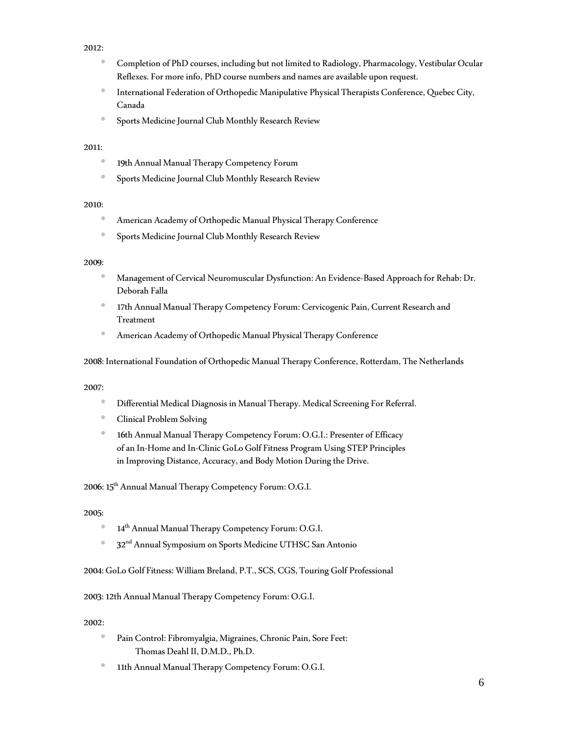2012:

- Completion of PhD courses, including but not limited to Radiology, Pharmacology, Vestibular Ocular Reflexes. For more info, PhD course numbers and names are available upon request.
- International Federation of Orthopedic Manipulative Physical Therapists Conference, Quebec City, Canada
- Sports Medicine Journal Club Monthly Research Review

2011:

- 19th Annual Manual Therapy Competency Forum
- Sports Medicine Journal Club Monthly Research Review

2010:

- American Academy of Orthopedic Manual Physical Therapy Conference
- Sports Medicine Journal Club Monthly Research Review

2009:

- Management of Cervical Neuromuscular Dysfunction: An Evidence-Based Approach for Rehab: Dr. Deborah Falla
- 17th Annual Manual Therapy Competency Forum: Cervicogenic Pain, Current Research and Treatment
- American Academy of Orthopedic Manual Physical Therapy Conference

2008: International Foundation of Orthopedic Manual Therapy Conference, Rotterdam, The Netherlands

2007:

- Differential Medical Diagnosis in Manual Therapy. Medical Screening For Referral.
- Clinical Problem Solving
- 16th Annual Manual Therapy Competency Forum: O.G.I.: Presenter of Efficacy of an In-Home and In-Clinic GoLo Golf Fitness Program Using STEP Principles in Improving Distance, Accuracy, and Body Motion During the Drive.

2006: 15th Annual Manual Therapy Competency Forum: O.G.I.

2005:

- 14th Annual Manual Therapy Competency Forum: O.G.I.
- 32nd Annual Symposium on Sports Medicine UTHSC San Antonio

2004: GoLo Golf Fitness: William Breland, P.T., SCS, CGS, Touring Golf Professional

2003: 12th Annual Manual Therapy Competency Forum: O.G.I.

2002:

- Pain Control: Fibromyalgia, Migraines, Chronic Pain, Sore Feet: Thomas Deahl II, D.M.D., Ph.D.
- 11th Annual Manual Therapy Competency Forum: O.G.I.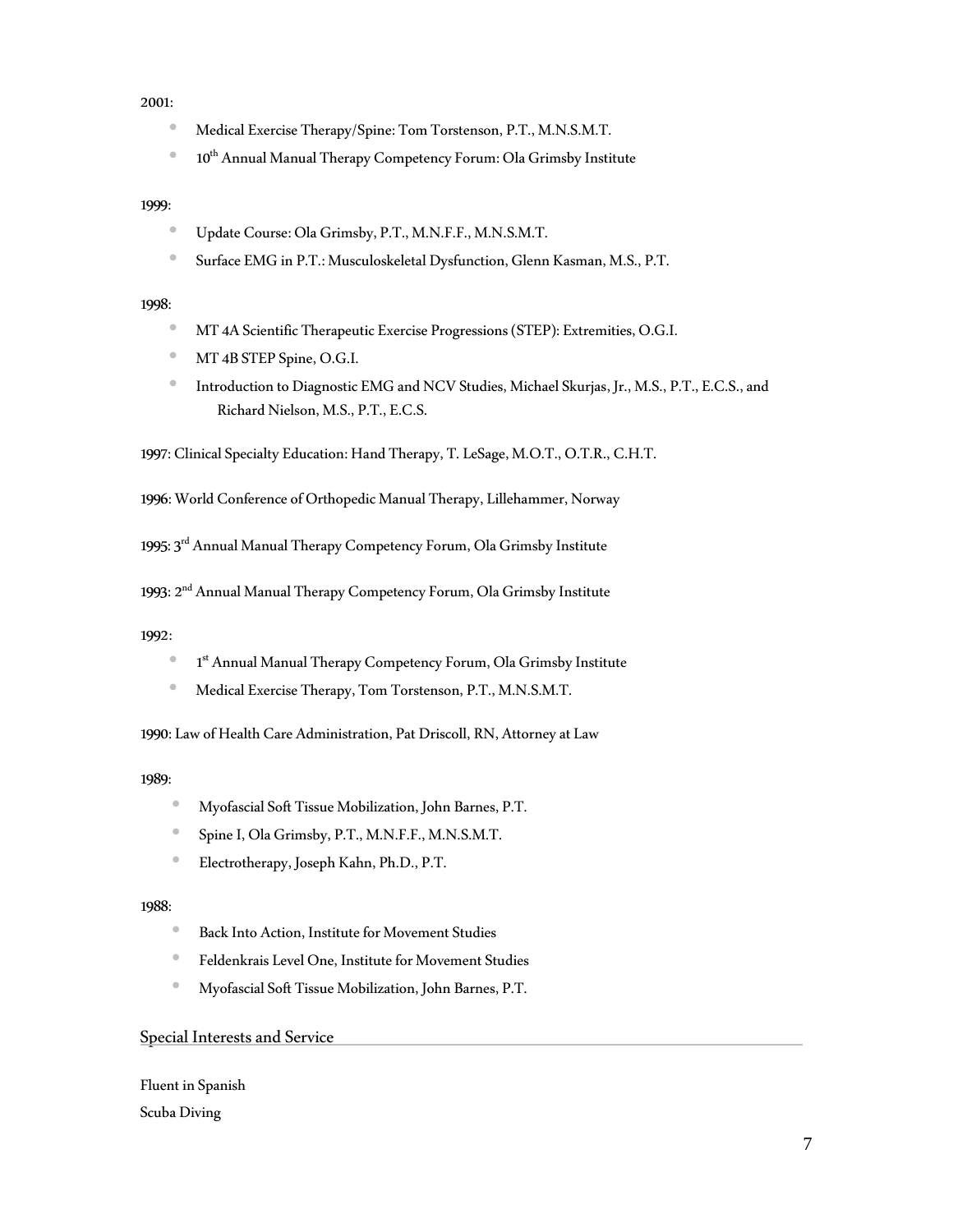2001:

- Medical Exercise Therapy/Spine: Tom Torstenson, P.T., M.N.S.M.T.
- 10th Annual Manual Therapy Competency Forum: Ola Grimsby Institute

1999:

- Update Course: Ola Grimsby, P.T., M.N.F.F., M.N.S.M.T.
- Surface EMG in P.T.: Musculoskeletal Dysfunction, Glenn Kasman, M.S., P.T.

1998:

- MT 4A Scientific Therapeutic Exercise Progressions (STEP): Extremities, O.G.I.
- MT 4B STEP Spine, O.G.I.
- Introduction to Diagnostic EMG and NCV Studies, Michael Skurjas, Jr., M.S., P.T., E.C.S., and Richard Nielson, M.S., P.T., E.C.S.

1997: Clinical Specialty Education: Hand Therapy, T. LeSage, M.O.T., O.T.R., C.H.T.

1996: World Conference of Orthopedic Manual Therapy, Lillehammer, Norway

1995: 3rd Annual Manual Therapy Competency Forum, Ola Grimsby Institute

1993: 2nd Annual Manual Therapy Competency Forum, Ola Grimsby Institute

1992:

- 1st Annual Manual Therapy Competency Forum, Ola Grimsby Institute
- Medical Exercise Therapy, Tom Torstenson, P.T., M.N.S.M.T.

1990: Law of Health Care Administration, Pat Driscoll, RN, Attorney at Law

1989:

- Myofascial Soft Tissue Mobilization, John Barnes, P.T.
- Spine I, Ola Grimsby, P.T., M.N.F.F., M.N.S.M.T.
- Electrotherapy, Joseph Kahn, Ph.D., P.T.

1988:

- Back Into Action, Institute for Movement Studies
- Feldenkrais Level One, Institute for Movement Studies
- Myofascial Soft Tissue Mobilization, John Barnes, P.T.

## Special Interests and Service

Fluent in Spanish

Scuba Diving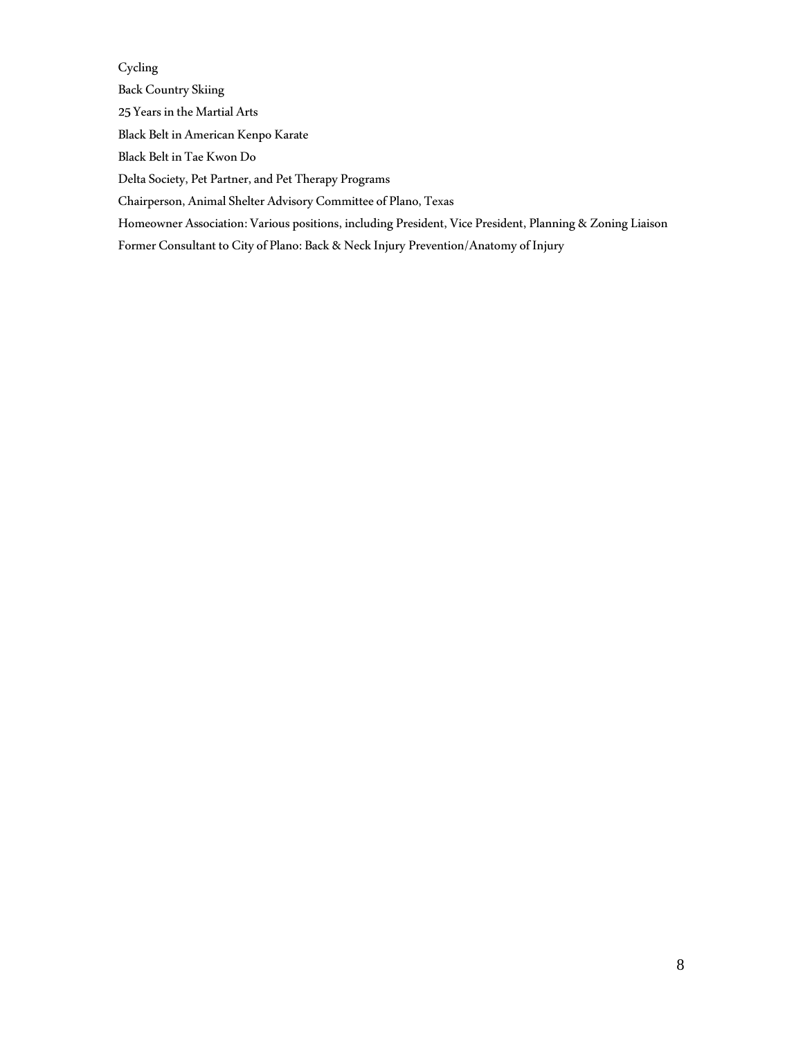Cycling

Back Country Skiing

25 Years in the Martial Arts

Black Belt in American Kenpo Karate

Black Belt in Tae Kwon Do

Delta Society, Pet Partner, and Pet Therapy Programs

Chairperson, Animal Shelter Advisory Committee of Plano, Texas

Homeowner Association: Various positions, including President, Vice President, Planning & Zoning Liaison

Former Consultant to City of Plano: Back & Neck Injury Prevention/Anatomy of Injury